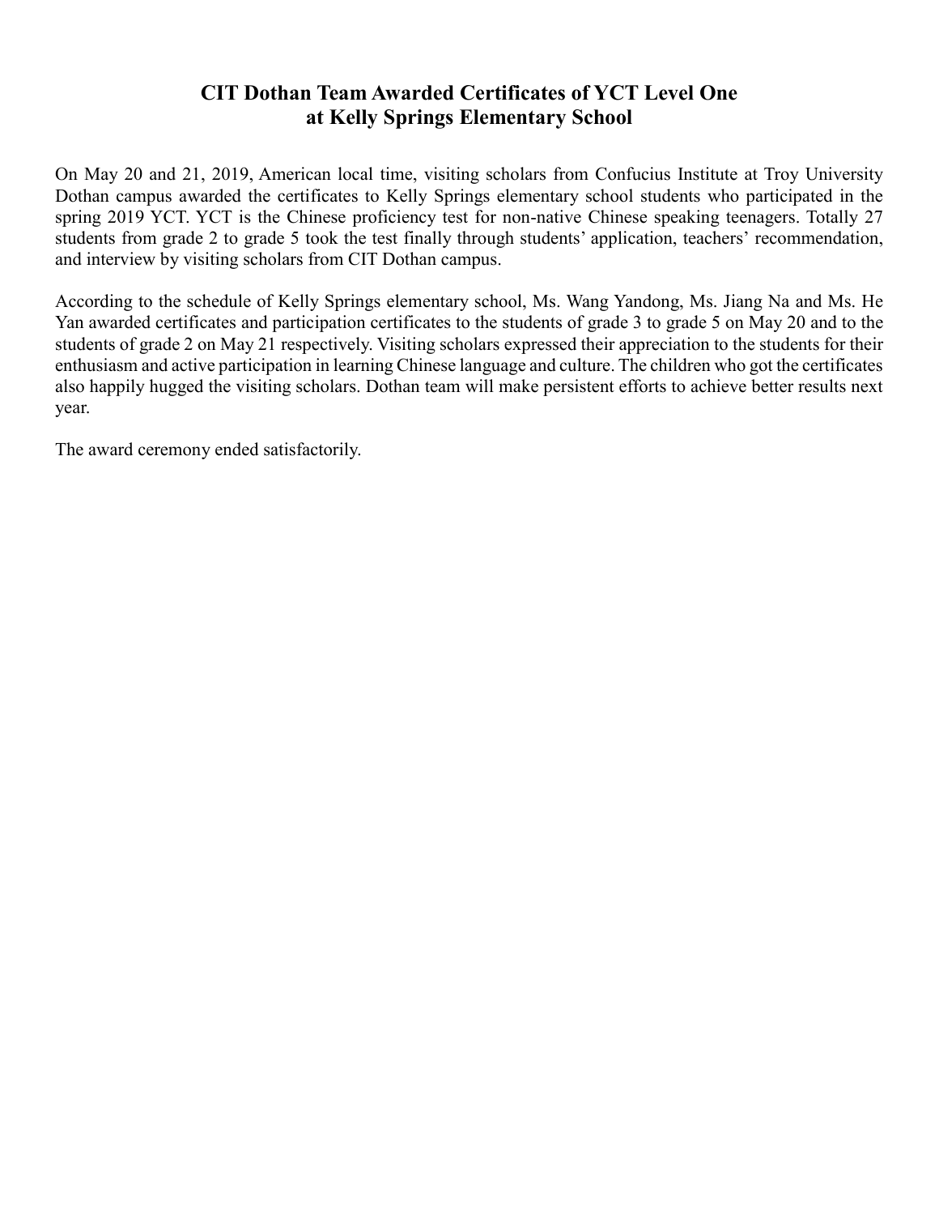# CIT Dothan Team Awarded Certificates of YCT Level One at Kelly Springs Elementary School

On May 20 and 21, 2019, American local time, visiting scholars from Confucius Institute at Troy University Dothan campus awarded the certificates to Kelly Springs elementary school students who participated in the spring 2019 YCT. YCT is the Chinese proficiency test for non-native Chinese speaking teenagers. Totally 27 students from grade 2 to grade 5 took the test finally through students' application, teachers' recommendation, and interview by visiting scholars from CIT Dothan campus.

According to the schedule of Kelly Springs elementary school, Ms. Wang Yandong, Ms. Jiang Na and Ms. He Yan awarded certificates and participation certificates to the students of grade 3 to grade 5 on May 20 and to the students of grade 2 on May 21 respectively. Visiting scholars expressed their appreciation to the students for their enthusiasm and active participation in learning Chinese language and culture. The children who got the certificates also happily hugged the visiting scholars. Dothan team will make persistent efforts to achieve better results next year.

The award ceremony ended satisfactorily.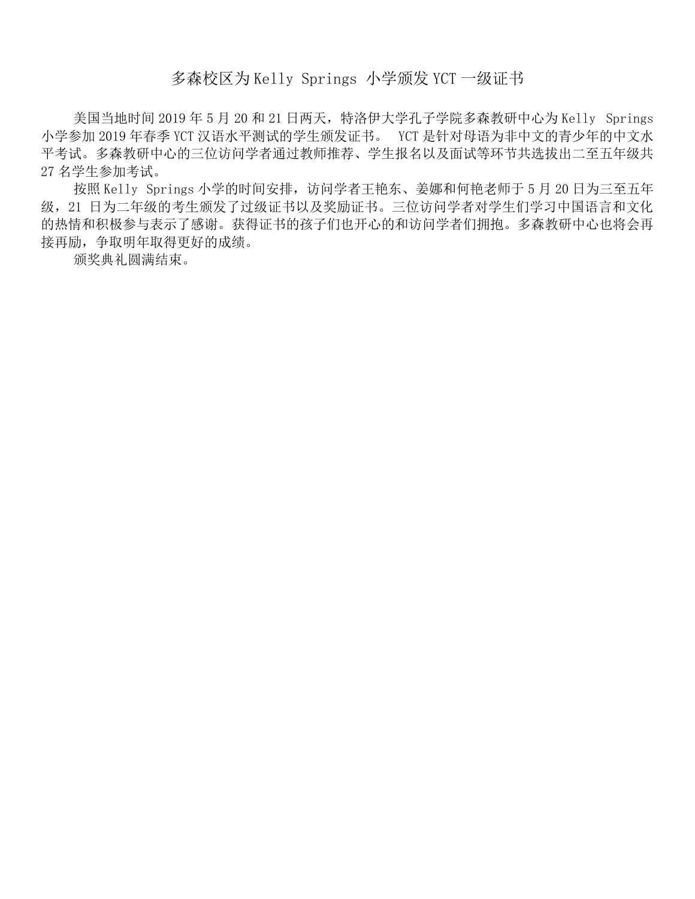# 多森校区为Kelly Springs 小学颁发YCT一级证书

美国当地时间2019年5月20和21日两天，特洛伊大学孔子学院多森教研中心为Kelly Springs小学参加2019年春季YCT汉语水平测试的学生颁发证书。 YCT是针对母语为非中文的青少年的中文水平考试。多森教研中心的三位访问学者通过教师推荐、学生报名以及面试等环节共选拔出二至五年级共27名学生参加考试。

按照Kelly Springs小学的时间安排，访问学者王艳东、姜娜和何艳老师于5月20日为三至五年级，21日为二年级的考生颁发了过级证书以及奖励证书。三位访问学者对学生们学习中国语言和文化的热情和积极参与表示了感谢。获得证书的孩子们也开心的和访问学者们拥抱。多森教研中心也将会再接再励，争取明年取得更好的成绩。

颁奖典礼圆满结束。